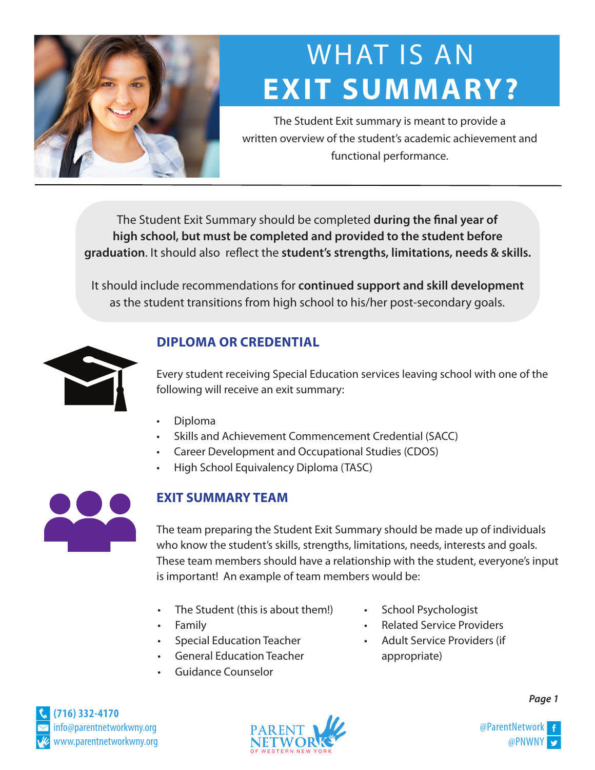# WHAT IS AN **EXIT SUMMARY?**

The Student Exit summary is meant to provide a written overview of the student's academic achievement and functional performance.

The Student Exit Summary should be completed **during the final year of high school, but must be completed and provided to the student before graduation**. It should also reflect the **student's strengths, limitations, needs & skills.**

It should include recommendations for **continued support and skill development** as the student transitions from high school to his/her post-secondary goals.

## DIPLOMA OR CREDENTIAL

Every student receiving Special Education services leaving school with one of the following will receive an exit summary:

- Diploma
- Skills and Achievement Commencement Credential (SACC)
- Career Development and Occupational Studies (CDOS)
- High School Equivalency Diploma (TASC)

## EXIT SUMMARY TEAM

The team preparing the Student Exit Summary should be made up of individuals who know the student's skills, strengths, limitations, needs, interests and goals. These team members should have a relationship with the student, everyone's input is important! An example of team members would be:

- The Student (this is about them!)
- Family
- Special Education Teacher
- General Education Teacher
- Guidance Counselor
- School Psychologist
- Related Service Providers
- Adult Service Providers (if appropriate)

(716) 332-4170
info@parentnetworkwny.org
www.parentnetworkwny.org

PARENT NETWORK OF WESTERN NEW YORK

@ParentNetwork
@PNWNY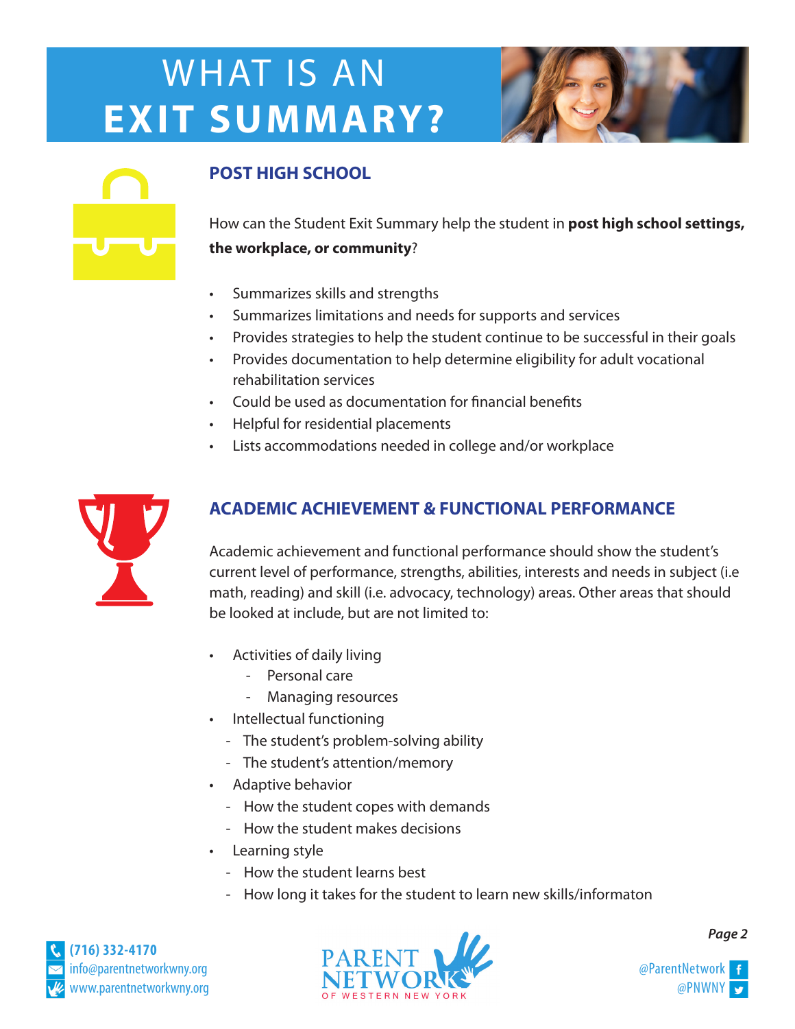# WHAT IS AN **EXIT SUMMARY?**

## POST HIGH SCHOOL

How can the Student Exit Summary help the student in **post high school settings, the workplace, or community**?

- Summarizes skills and strengths
- Summarizes limitations and needs for supports and services
- Provides strategies to help the student continue to be successful in their goals
- Provides documentation to help determine eligibility for adult vocational rehabilitation services
- Could be used as documentation for financial benefits
- Helpful for residential placements
- Lists accommodations needed in college and/or workplace

## ACADEMIC ACHIEVEMENT & FUNCTIONAL PERFORMANCE

Academic achievement and functional performance should show the student's current level of performance, strengths, abilities, interests and needs in subject (i.e math, reading) and skill (i.e. advocacy, technology) areas. Other areas that should be looked at include, but are not limited to:

- Activities of daily living
  - Personal care
  - Managing resources
- Intellectual functioning
  - The student's problem-solving ability
  - The student's attention/memory
- Adaptive behavior
  - How the student copes with demands
  - How the student makes decisions
- Learning style
  - How the student learns best
  - How long it takes for the student to learn new skills/informaton

(716) 332-4170
info@parentnetworkwny.org
www.parentnetworkwny.org

PARENT NETWORK OF WESTERN NEW YORK

@ParentNetwork
@PNWNY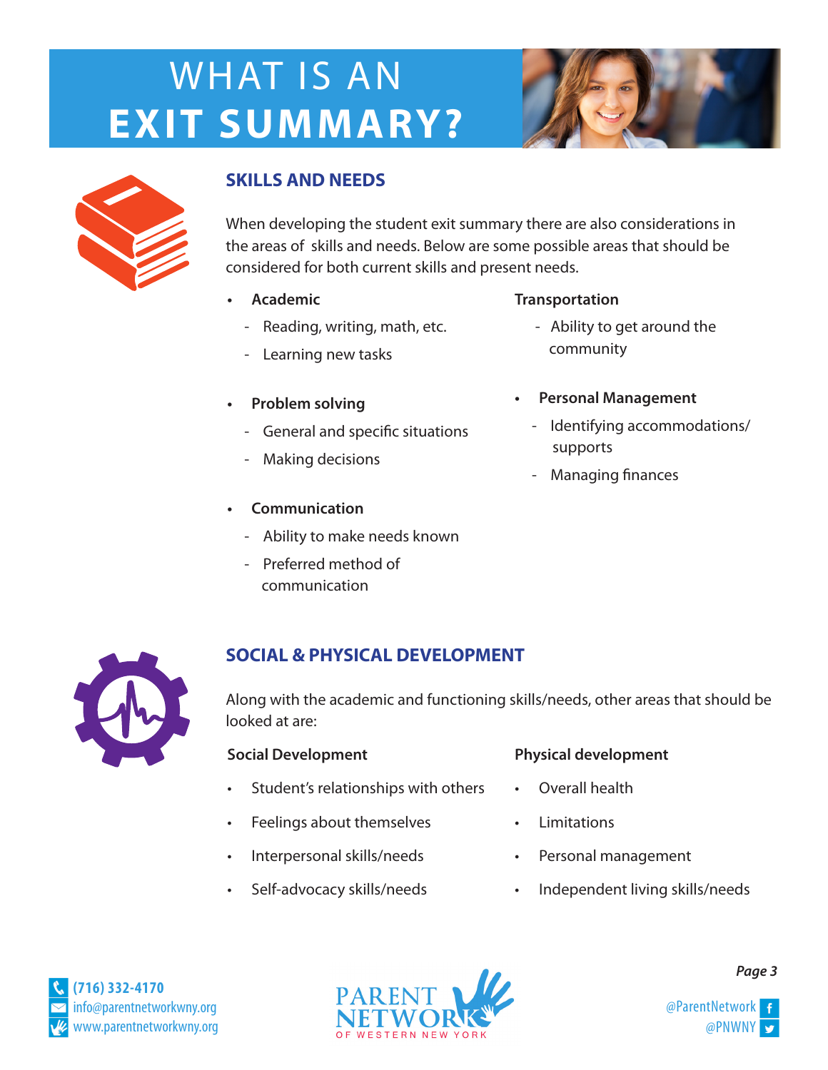# WHAT IS AN EXIT SUMMARY?

## SKILLS AND NEEDS

When developing the student exit summary there are also considerations in the areas of skills and needs. Below are some possible areas that should be considered for both current skills and present needs.

- **Academic**
  - Reading, writing, math, etc.
  - Learning new tasks
- **Problem solving**
  - General and specific situations
  - Making decisions
- **Communication**
  - Ability to make needs known
  - Preferred method of communication

**Transportation**
- Ability to get around the community

- **Personal Management**
  - Identifying accommodations/ supports
  - Managing finances

## SOCIAL & PHYSICAL DEVELOPMENT

Along with the academic and functioning skills/needs, other areas that should be looked at are:

**Social Development**

- Student's relationships with others
- Feelings about themselves
- Interpersonal skills/needs
- Self-advocacy skills/needs

**Physical development**

- Overall health
- Limitations
- Personal management
- Independent living skills/needs

(716) 332-4170
info@parentnetworkwny.org
www.parentnetworkwny.org

PARENT NETWORK OF WESTERN NEW YORK

@ParentNetwork
@PNWNY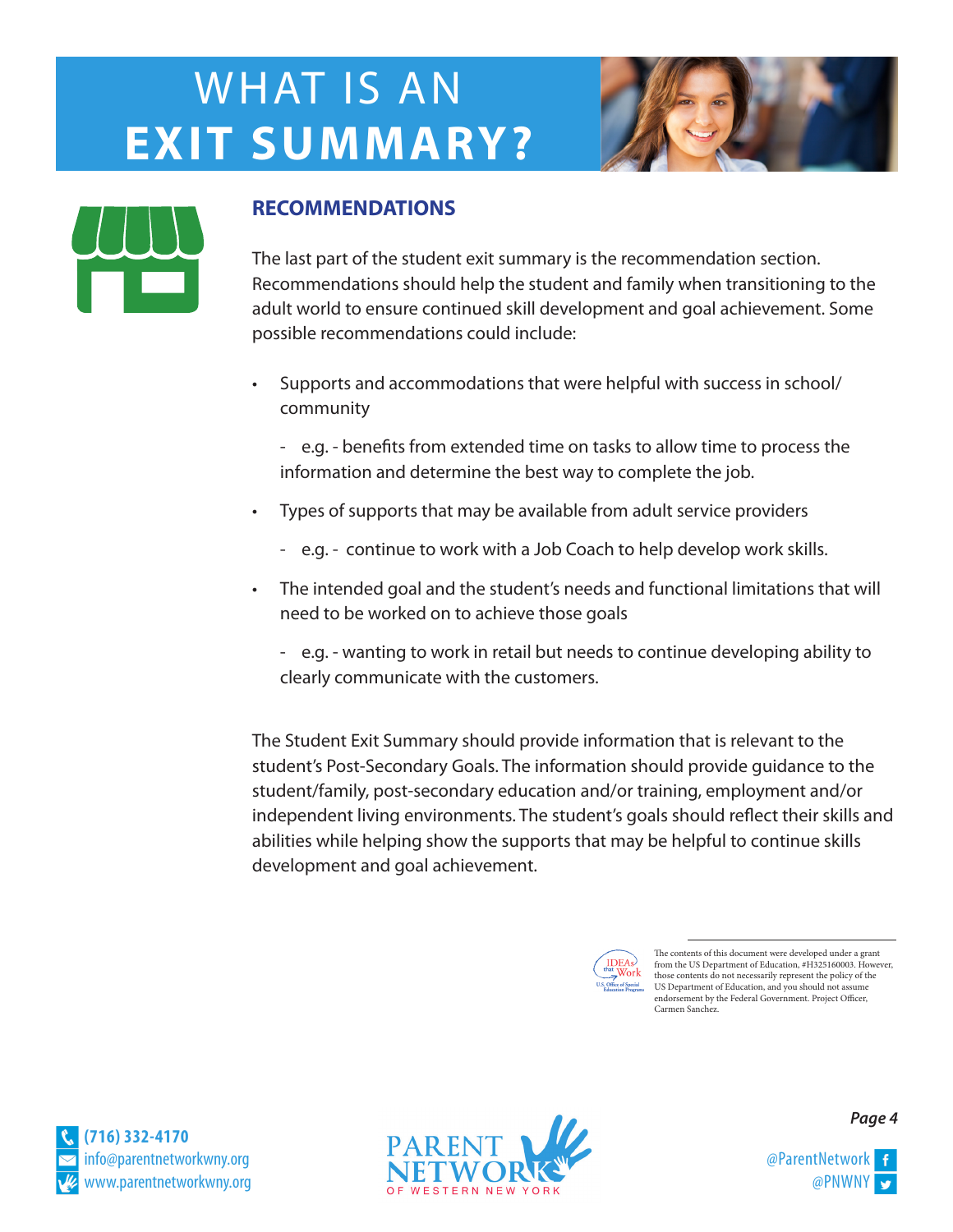# WHAT IS AN **EXIT SUMMARY?**

## RECOMMENDATIONS

The last part of the student exit summary is the recommendation section. Recommendations should help the student and family when transitioning to the adult world to ensure continued skill development and goal achievement. Some possible recommendations could include:

- Supports and accommodations that were helpful with success in school/ community
  - e.g. - benefits from extended time on tasks to allow time to process the information and determine the best way to complete the job.
- Types of supports that may be available from adult service providers
  - e.g. - continue to work with a Job Coach to help develop work skills.
- The intended goal and the student's needs and functional limitations that will need to be worked on to achieve those goals
  - e.g. - wanting to work in retail but needs to continue developing ability to clearly communicate with the customers.

The Student Exit Summary should provide information that is relevant to the student's Post-Secondary Goals. The information should provide guidance to the student/family, post-secondary education and/or training, employment and/or independent living environments. The student's goals should reflect their skills and abilities while helping show the supports that may be helpful to continue skills development and goal achievement.

IDEAs that Work — U.S. Office of Special Education Programs

The contents of this document were developed under a grant from the US Department of Education, #H325160003. However, those contents do not necessarily represent the policy of the US Department of Education, and you should not assume endorsement by the Federal Government. Project Officer, Carmen Sanchez.

(716) 332-4170
info@parentnetworkwny.org
www.parentnetworkwny.org

PARENT NETWORK OF WESTERN NEW YORK

@ParentNetwork
@PNWNY